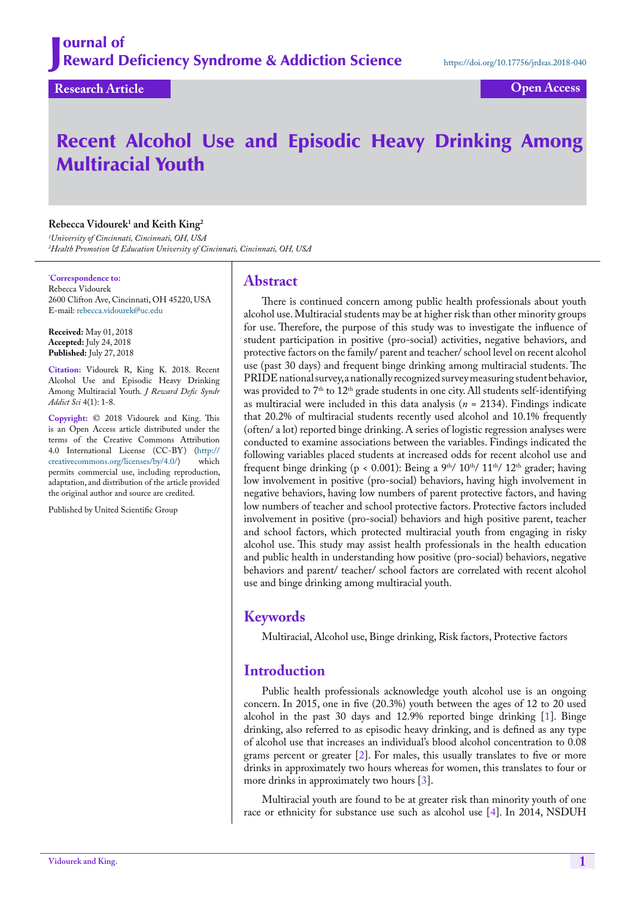# Recent Alcohol Use and Episodic Heavy Drinking Among Multiracial Youth

**Research Article** | **Open Access**

https://doi.org/10.17756/jrdsas.2018-040

**Rebecca Vidourek[1] and Keith King[2]**

[1]*University of Cincinnati, Cincinnati, OH, USA*
[2]*Health Promotion & Education University of Cincinnati, Cincinnati, OH, USA*

**\*Correspondence to:**
Rebecca Vidourek
2600 Clifton Ave, Cincinnati, OH 45220, USA
E-mail: rebecca.vidourek@uc.edu

**Received:** May 01, 2018
**Accepted:** July 24, 2018
**Published:** July 27, 2018

**Citation:** Vidourek R, King K. 2018. Recent Alcohol Use and Episodic Heavy Drinking Among Multiracial Youth. *J Reward Defic Syndr Addict Sci* 4(1): 1-8.

**Copyright:** © 2018 Vidourek and King. This is an Open Access article distributed under the terms of the Creative Commons Attribution 4.0 International License (CC-BY) (http://creativecommons.org/licenses/by/4.0/) which permits commercial use, including reproduction, adaptation, and distribution of the article provided the original author and source are credited.

Published by United Scientific Group

## Abstract

There is continued concern among public health professionals about youth alcohol use. Multiracial students may be at higher risk than other minority groups for use. Therefore, the purpose of this study was to investigate the influence of student participation in positive (pro-social) activities, negative behaviors, and protective factors on the family/ parent and teacher/ school level on recent alcohol use (past 30 days) and frequent binge drinking among multiracial students. The PRIDE national survey, a nationally recognized survey measuring student behavior, was provided to 7th to 12th grade students in one city. All students self-identifying as multiracial were included in this data analysis ($n$ = 2134). Findings indicate that 20.2% of multiracial students recently used alcohol and 10.1% frequently (often/ a lot) reported binge drinking. A series of logistic regression analyses were conducted to examine associations between the variables. Findings indicated the following variables placed students at increased odds for recent alcohol use and frequent binge drinking ($p < 0.001$): Being a 9th/ 10th/ 11th/ 12th grader; having low involvement in positive (pro-social) behaviors, having high involvement in negative behaviors, having low numbers of parent protective factors, and having low numbers of teacher and school protective factors. Protective factors included involvement in positive (pro-social) behaviors and high positive parent, teacher and school factors, which protected multiracial youth from engaging in risky alcohol use. This study may assist health professionals in the health education and public health in understanding how positive (pro-social) behaviors, negative behaviors and parent/ teacher/ school factors are correlated with recent alcohol use and binge drinking among multiracial youth.

## Keywords

Multiracial, Alcohol use, Binge drinking, Risk factors, Protective factors

## Introduction

Public health professionals acknowledge youth alcohol use is an ongoing concern. In 2015, one in five (20.3%) youth between the ages of 12 to 20 used alcohol in the past 30 days and 12.9% reported binge drinking [1]. Binge drinking, also referred to as episodic heavy drinking, and is defined as any type of alcohol use that increases an individual's blood alcohol concentration to 0.08 grams percent or greater [2]. For males, this usually translates to five or more drinks in approximately two hours whereas for women, this translates to four or more drinks in approximately two hours [3].

Multiracial youth are found to be at greater risk than minority youth of one race or ethnicity for substance use such as alcohol use [4]. In 2014, NSDUH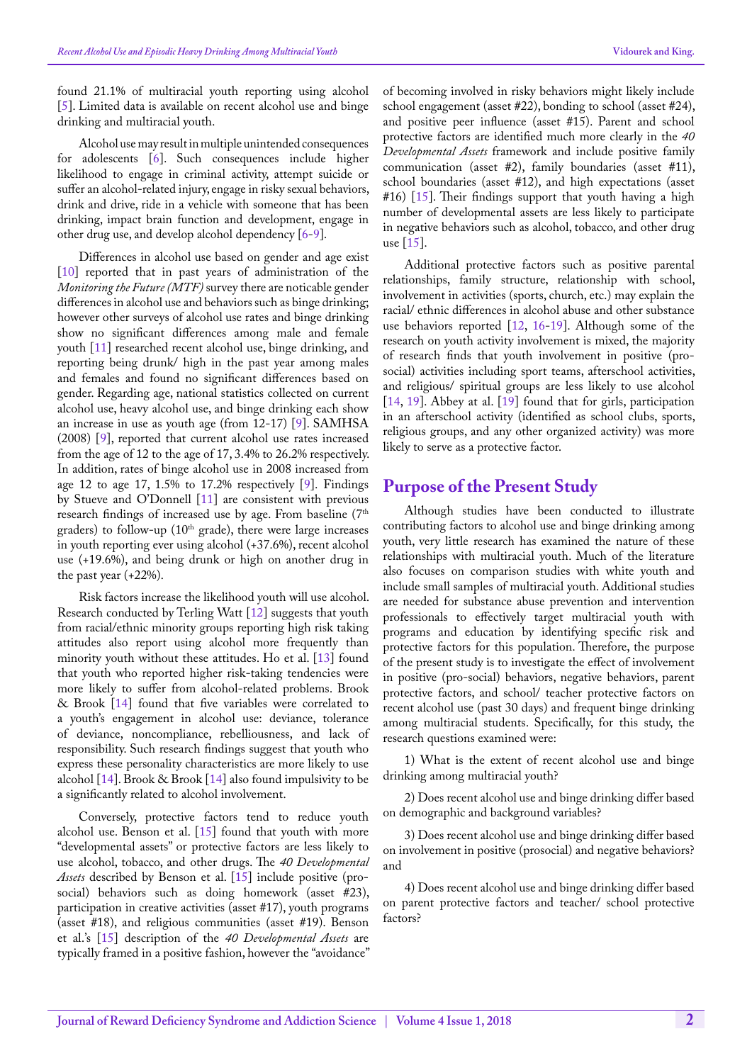found 21.1% of multiracial youth reporting using alcohol [5]. Limited data is available on recent alcohol use and binge drinking and multiracial youth.

Alcohol use may result in multiple unintended consequences for adolescents [6]. Such consequences include higher likelihood to engage in criminal activity, attempt suicide or suffer an alcohol-related injury, engage in risky sexual behaviors, drink and drive, ride in a vehicle with someone that has been drinking, impact brain function and development, engage in other drug use, and develop alcohol dependency [6-9].

Differences in alcohol use based on gender and age exist [10] reported that in past years of administration of the *Monitoring the Future (MTF)* survey there are noticable gender differences in alcohol use and behaviors such as binge drinking; however other surveys of alcohol use rates and binge drinking show no significant differences among male and female youth [11] researched recent alcohol use, binge drinking, and reporting being drunk/ high in the past year among males and females and found no significant differences based on gender. Regarding age, national statistics collected on current alcohol use, heavy alcohol use, and binge drinking each show an increase in use as youth age (from 12-17) [9]. SAMHSA (2008) [9], reported that current alcohol use rates increased from the age of 12 to the age of 17, 3.4% to 26.2% respectively. In addition, rates of binge alcohol use in 2008 increased from age 12 to age 17, 1.5% to 17.2% respectively [9]. Findings by Stueve and O'Donnell [11] are consistent with previous research findings of increased use by age. From baseline (7th graders) to follow-up (10th grade), there were large increases in youth reporting ever using alcohol (+37.6%), recent alcohol use (+19.6%), and being drunk or high on another drug in the past year (+22%).

Risk factors increase the likelihood youth will use alcohol. Research conducted by Terling Watt [12] suggests that youth from racial/ethnic minority groups reporting high risk taking attitudes also report using alcohol more frequently than minority youth without these attitudes. Ho et al. [13] found that youth who reported higher risk-taking tendencies were more likely to suffer from alcohol-related problems. Brook & Brook [14] found that five variables were correlated to a youth's engagement in alcohol use: deviance, tolerance of deviance, noncompliance, rebelliousness, and lack of responsibility. Such research findings suggest that youth who express these personality characteristics are more likely to use alcohol [14]. Brook & Brook [14] also found impulsivity to be a significantly related to alcohol involvement.

Conversely, protective factors tend to reduce youth alcohol use. Benson et al. [15] found that youth with more "developmental assets" or protective factors are less likely to use alcohol, tobacco, and other drugs. The *40 Developmental Assets* described by Benson et al. [15] include positive (pro-social) behaviors such as doing homework (asset #23), participation in creative activities (asset #17), youth programs (asset #18), and religious communities (asset #19). Benson et al.'s [15] description of the *40 Developmental Assets* are typically framed in a positive fashion, however the "avoidance" of becoming involved in risky behaviors might likely include school engagement (asset #22), bonding to school (asset #24), and positive peer influence (asset #15). Parent and school protective factors are identified much more clearly in the *40 Developmental Assets* framework and include positive family communication (asset #2), family boundaries (asset #11), school boundaries (asset #12), and high expectations (asset #16) [15]. Their findings support that youth having a high number of developmental assets are less likely to participate in negative behaviors such as alcohol, tobacco, and other drug use [15].

Additional protective factors such as positive parental relationships, family structure, relationship with school, involvement in activities (sports, church, etc.) may explain the racial/ ethnic differences in alcohol abuse and other substance use behaviors reported [12, 16-19]. Although some of the research on youth activity involvement is mixed, the majority of research finds that youth involvement in positive (pro-social) activities including sport teams, afterschool activities, and religious/ spiritual groups are less likely to use alcohol [14, 19]. Abbey at al. [19] found that for girls, participation in an afterschool activity (identified as school clubs, sports, religious groups, and any other organized activity) was more likely to serve as a protective factor.

## Purpose of the Present Study

Although studies have been conducted to illustrate contributing factors to alcohol use and binge drinking among youth, very little research has examined the nature of these relationships with multiracial youth. Much of the literature also focuses on comparison studies with white youth and include small samples of multiracial youth. Additional studies are needed for substance abuse prevention and intervention professionals to effectively target multiracial youth with programs and education by identifying specific risk and protective factors for this population. Therefore, the purpose of the present study is to investigate the effect of involvement in positive (pro-social) behaviors, negative behaviors, parent protective factors, and school/ teacher protective factors on recent alcohol use (past 30 days) and frequent binge drinking among multiracial students. Specifically, for this study, the research questions examined were:

1) What is the extent of recent alcohol use and binge drinking among multiracial youth?

2) Does recent alcohol use and binge drinking differ based on demographic and background variables?

3) Does recent alcohol use and binge drinking differ based on involvement in positive (prosocial) and negative behaviors? and

4) Does recent alcohol use and binge drinking differ based on parent protective factors and teacher/ school protective factors?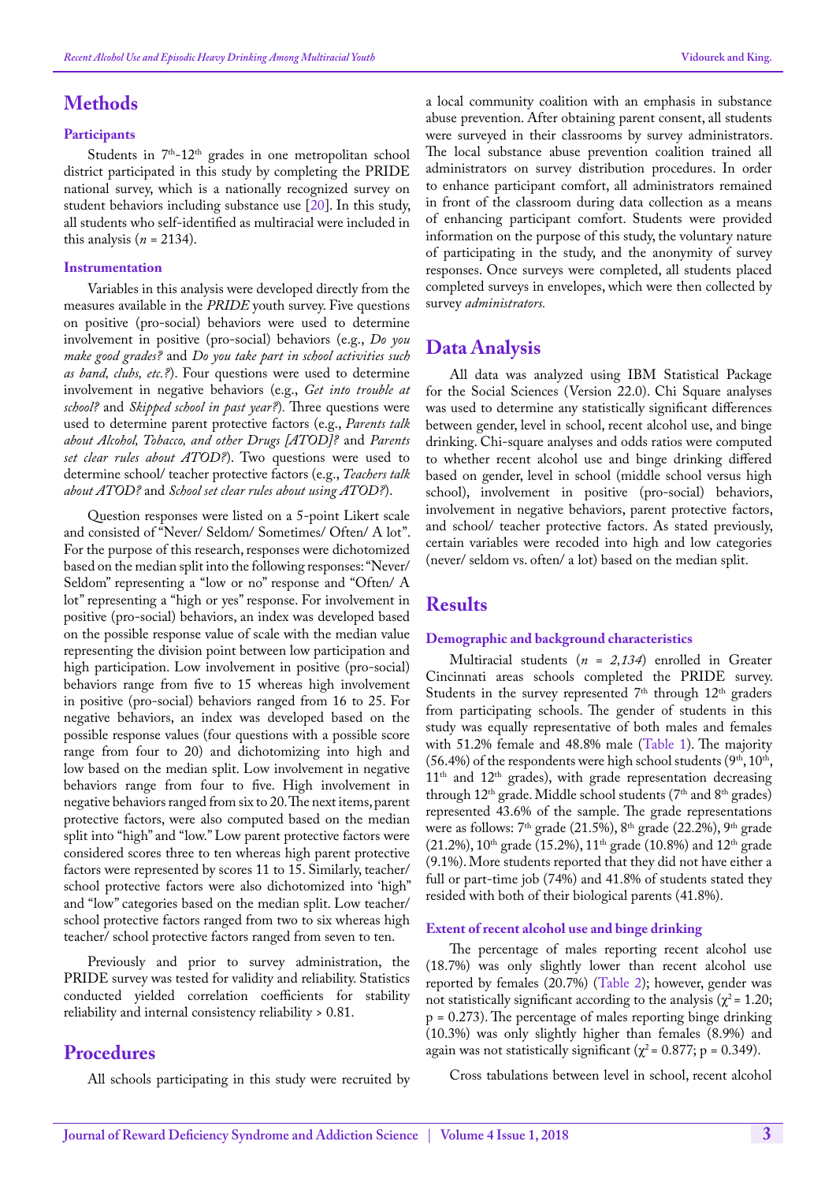## Methods

### Participants

Students in 7th-12th grades in one metropolitan school district participated in this study by completing the PRIDE national survey, which is a nationally recognized survey on student behaviors including substance use [20]. In this study, all students who self-identified as multiracial were included in this analysis (*n* = 2134).

### Instrumentation

Variables in this analysis were developed directly from the measures available in the *PRIDE* youth survey. Five questions on positive (pro-social) behaviors were used to determine involvement in positive (pro-social) behaviors (e.g., *Do you make good grades?* and *Do you take part in school activities such as band, clubs, etc.?*). Four questions were used to determine involvement in negative behaviors (e.g., *Get into trouble at school?* and *Skipped school in past year?*). Three questions were used to determine parent protective factors (e.g., *Parents talk about Alcohol, Tobacco, and other Drugs [ATOD]?* and *Parents set clear rules about ATOD?*). Two questions were used to determine school/ teacher protective factors (e.g., *Teachers talk about ATOD?* and *School set clear rules about using ATOD?*).

Question responses were listed on a 5-point Likert scale and consisted of "Never/ Seldom/ Sometimes/ Often/ A lot". For the purpose of this research, responses were dichotomized based on the median split into the following responses: "Never/ Seldom" representing a "low or no" response and "Often/ A lot" representing a "high or yes" response. For involvement in positive (pro-social) behaviors, an index was developed based on the possible response value of scale with the median value representing the division point between low participation and high participation. Low involvement in positive (pro-social) behaviors range from five to 15 whereas high involvement in positive (pro-social) behaviors ranged from 16 to 25. For negative behaviors, an index was developed based on the possible response values (four questions with a possible score range from four to 20) and dichotomizing into high and low based on the median split. Low involvement in negative behaviors range from four to five. High involvement in negative behaviors ranged from six to 20. The next items, parent protective factors, were also computed based on the median split into "high" and "low." Low parent protective factors were considered scores three to ten whereas high parent protective factors were represented by scores 11 to 15. Similarly, teacher/ school protective factors were also dichotomized into 'high" and "low" categories based on the median split. Low teacher/ school protective factors ranged from two to six whereas high teacher/ school protective factors ranged from seven to ten.

Previously and prior to survey administration, the PRIDE survey was tested for validity and reliability. Statistics conducted yielded correlation coefficients for stability reliability and internal consistency reliability > 0.81.

## Procedures

All schools participating in this study were recruited by a local community coalition with an emphasis in substance abuse prevention. After obtaining parent consent, all students were surveyed in their classrooms by survey administrators. The local substance abuse prevention coalition trained all administrators on survey distribution procedures. In order to enhance participant comfort, all administrators remained in front of the classroom during data collection as a means of enhancing participant comfort. Students were provided information on the purpose of this study, the voluntary nature of participating in the study, and the anonymity of survey responses. Once surveys were completed, all students placed completed surveys in envelopes, which were then collected by survey *administrators.*

## Data Analysis

All data was analyzed using IBM Statistical Package for the Social Sciences (Version 22.0). Chi Square analyses was used to determine any statistically significant differences between gender, level in school, recent alcohol use, and binge drinking. Chi-square analyses and odds ratios were computed to whether recent alcohol use and binge drinking differed based on gender, level in school (middle school versus high school), involvement in positive (pro-social) behaviors, involvement in negative behaviors, parent protective factors, and school/ teacher protective factors. As stated previously, certain variables were recoded into high and low categories (never/ seldom vs. often/ a lot) based on the median split.

## Results

### Demographic and background characteristics

Multiracial students (*n = 2,134*) enrolled in Greater Cincinnati areas schools completed the PRIDE survey. Students in the survey represented 7th through 12th graders from participating schools. The gender of students in this study was equally representative of both males and females with 51.2% female and 48.8% male (Table 1). The majority (56.4%) of the respondents were high school students (9th, 10th, 11th and 12th grades), with grade representation decreasing through 12th grade. Middle school students (7th and 8th grades) represented 43.6% of the sample. The grade representations were as follows: 7th grade (21.5%), 8th grade (22.2%), 9th grade (21.2%), 10th grade (15.2%), 11th grade (10.8%) and 12th grade (9.1%). More students reported that they did not have either a full or part-time job (74%) and 41.8% of students stated they resided with both of their biological parents (41.8%).

### Extent of recent alcohol use and binge drinking

The percentage of males reporting recent alcohol use (18.7%) was only slightly lower than recent alcohol use reported by females (20.7%) (Table 2); however, gender was not statistically significant according to the analysis ($\chi^2 = 1.20$; $p = 0.273$). The percentage of males reporting binge drinking (10.3%) was only slightly higher than females (8.9%) and again was not statistically significant ($\chi^2 = 0.877$; $p = 0.349$).

Cross tabulations between level in school, recent alcohol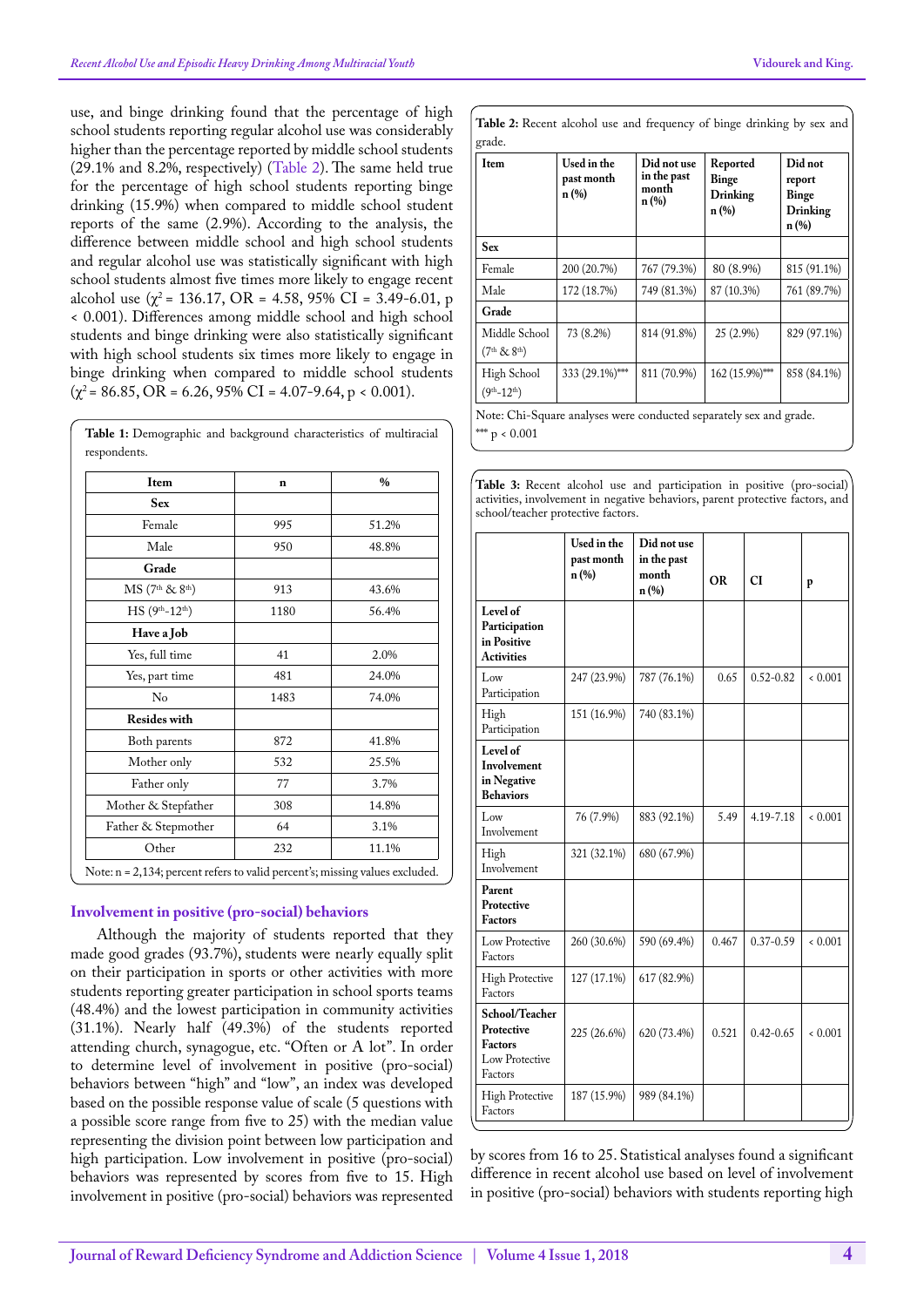use, and binge drinking found that the percentage of high school students reporting regular alcohol use was considerably higher than the percentage reported by middle school students (29.1% and 8.2%, respectively) (Table 2). The same held true for the percentage of high school students reporting binge drinking (15.9%) when compared to middle school student reports of the same (2.9%). According to the analysis, the difference between middle school and high school students and regular alcohol use was statistically significant with high school students almost five times more likely to engage recent alcohol use ($\chi^2$ = 136.17, OR = 4.58, 95% CI = 3.49-6.01, p < 0.001). Differences among middle school and high school students and binge drinking were also statistically significant with high school students six times more likely to engage in binge drinking when compared to middle school students ($\chi^2$ = 86.85, OR = 6.26, 95% CI = 4.07-9.64, p < 0.001).

**Table 1:** Demographic and background characteristics of multiracial respondents.

| Item | n | % |
|---|---|---|
| **Sex** | | |
| Female | 995 | 51.2% |
| Male | 950 | 48.8% |
| **Grade** | | |
| MS (7th & 8th) | 913 | 43.6% |
| HS (9th-12th) | 1180 | 56.4% |
| **Have a Job** | | |
| Yes, full time | 41 | 2.0% |
| Yes, part time | 481 | 24.0% |
| No | 1483 | 74.0% |
| **Resides with** | | |
| Both parents | 872 | 41.8% |
| Mother only | 532 | 25.5% |
| Father only | 77 | 3.7% |
| Mother & Stepfather | 308 | 14.8% |
| Father & Stepmother | 64 | 3.1% |
| Other | 232 | 11.1% |

Note: n = 2,134; percent refers to valid percent's; missing values excluded.

### Involvement in positive (pro-social) behaviors

Although the majority of students reported that they made good grades (93.7%), students were nearly equally split on their participation in sports or other activities with more students reporting greater participation in school sports teams (48.4%) and the lowest participation in community activities (31.1%). Nearly half (49.3%) of the students reported attending church, synagogue, etc. "Often or A lot". In order to determine level of involvement in positive (pro-social) behaviors between "high" and "low", an index was developed based on the possible response value of scale (5 questions with a possible score range from five to 25) with the median value representing the division point between low participation and high participation. Low involvement in positive (pro-social) behaviors was represented by scores from five to 15. High involvement in positive (pro-social) behaviors was represented by scores from 16 to 25. Statistical analyses found a significant difference in recent alcohol use based on level of involvement in positive (pro-social) behaviors with students reporting high

**Table 2:** Recent alcohol use and frequency of binge drinking by sex and grade.

| Item | Used in the past month n (%) | Did not use in the past month n (%) | Reported Binge Drinking n (%) | Did not report Binge Drinking n (%) |
|---|---|---|---|---|
| **Sex** | | | | |
| Female | 200 (20.7%) | 767 (79.3%) | 80 (8.9%) | 815 (91.1%) |
| Male | 172 (18.7%) | 749 (81.3%) | 87 (10.3%) | 761 (89.7%) |
| **Grade** | | | | |
| Middle School (7th & 8th) | 73 (8.2%) | 814 (91.8%) | 25 (2.9%) | 829 (97.1%) |
| High School (9th-12th) | 333 (29.1%)*** | 811 (70.9%) | 162 (15.9%)*** | 858 (84.1%) |

Note: Chi-Square analyses were conducted separately sex and grade.
*** p < 0.001

**Table 3:** Recent alcohol use and participation in positive (pro-social) activities, involvement in negative behaviors, parent protective factors, and school/teacher protective factors.

| | Used in the past month n (%) | Did not use in the past month n (%) | OR | CI | p |
|---|---|---|---|---|---|
| **Level of Participation in Positive Activities** | | | | | |
| Low Participation | 247 (23.9%) | 787 (76.1%) | 0.65 | 0.52-0.82 | < 0.001 |
| High Participation | 151 (16.9%) | 740 (83.1%) | | | |
| **Level of Involvement in Negative Behaviors** | | | | | |
| Low Involvement | 76 (7.9%) | 883 (92.1%) | 5.49 | 4.19-7.18 | < 0.001 |
| High Involvement | 321 (32.1%) | 680 (67.9%) | | | |
| **Parent Protective Factors** | | | | | |
| Low Protective Factors | 260 (30.6%) | 590 (69.4%) | 0.467 | 0.37-0.59 | < 0.001 |
| High Protective Factors | 127 (17.1%) | 617 (82.9%) | | | |
| **School/Teacher Protective Factors** Low Protective Factors | 225 (26.6%) | 620 (73.4%) | 0.521 | 0.42-0.65 | < 0.001 |
| High Protective Factors | 187 (15.9%) | 989 (84.1%) | | | |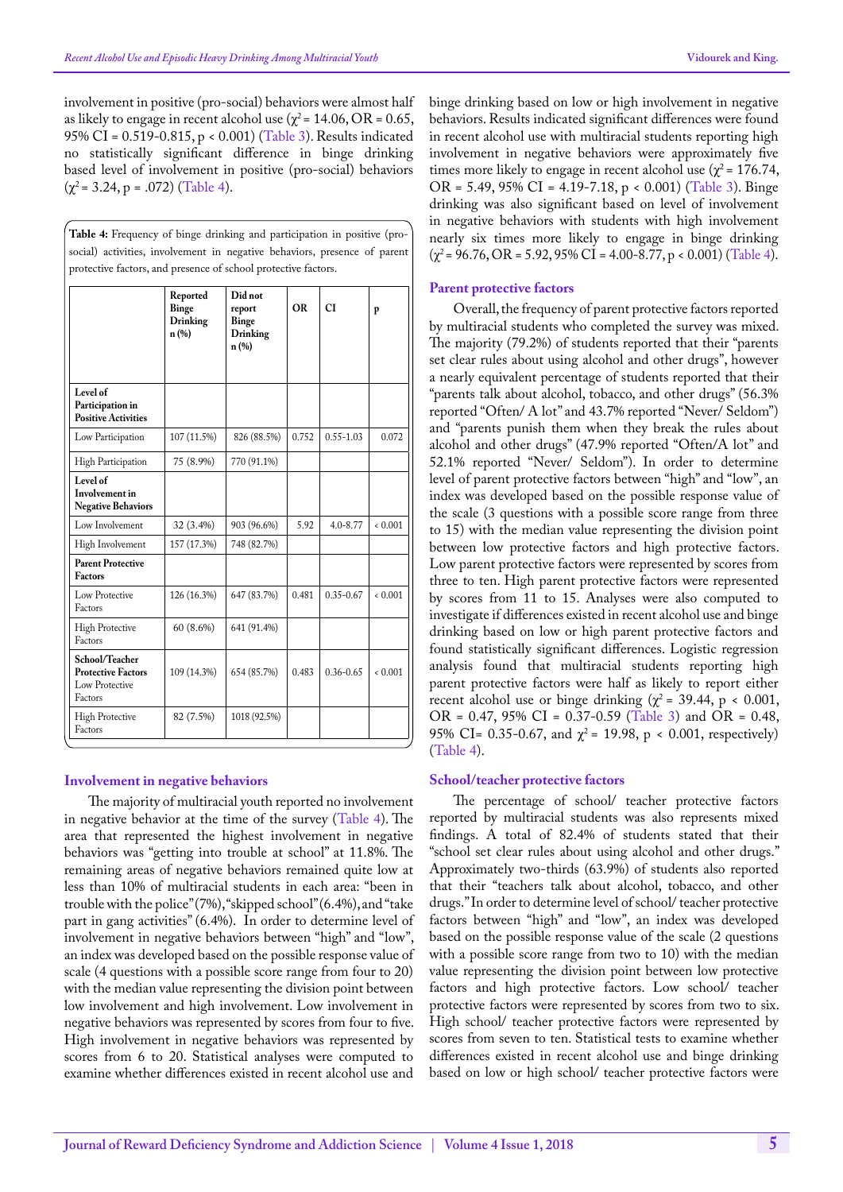involvement in positive (pro-social) behaviors were almost half as likely to engage in recent alcohol use ($\chi^2$ = 14.06, OR = 0.65, 95% CI = 0.519-0.815, p < 0.001) (Table 3). Results indicated no statistically significant difference in binge drinking based level of involvement in positive (pro-social) behaviors ($\chi^2$ = 3.24, p = .072) (Table 4).

**Table 4:** Frequency of binge drinking and participation in positive (pro-social) activities, involvement in negative behaviors, presence of parent protective factors, and presence of school protective factors.

| | Reported Binge Drinking n (%) | Did not report Binge Drinking n (%) | OR | CI | p |
|---|---|---|---|---|---|
| **Level of Participation in Positive Activities** | | | | | |
| Low Participation | 107 (11.5%) | 826 (88.5%) | 0.752 | 0.55-1.03 | 0.072 |
| High Participation | 75 (8.9%) | 770 (91.1%) | | | |
| **Level of Involvement in Negative Behaviors** | | | | | |
| Low Involvement | 32 (3.4%) | 903 (96.6%) | 5.92 | 4.0-8.77 | < 0.001 |
| High Involvement | 157 (17.3%) | 748 (82.7%) | | | |
| **Parent Protective Factors** | | | | | |
| Low Protective Factors | 126 (16.3%) | 647 (83.7%) | 0.481 | 0.35-0.67 | < 0.001 |
| High Protective Factors | 60 (8.6%) | 641 (91.4%) | | | |
| **School/Teacher Protective Factors** Low Protective Factors | 109 (14.3%) | 654 (85.7%) | 0.483 | 0.36-0.65 | < 0.001 |
| High Protective Factors | 82 (7.5%) | 1018 (92.5%) | | | |

#### Involvement in negative behaviors

The majority of multiracial youth reported no involvement in negative behavior at the time of the survey (Table 4). The area that represented the highest involvement in negative behaviors was "getting into trouble at school" at 11.8%. The remaining areas of negative behaviors remained quite low at less than 10% of multiracial students in each area: "been in trouble with the police" (7%), "skipped school" (6.4%), and "take part in gang activities" (6.4%). In order to determine level of involvement in negative behaviors between "high" and "low", an index was developed based on the possible response value of scale (4 questions with a possible score range from four to 20) with the median value representing the division point between low involvement and high involvement. Low involvement in negative behaviors was represented by scores from four to five. High involvement in negative behaviors was represented by scores from 6 to 20. Statistical analyses were computed to examine whether differences existed in recent alcohol use and binge drinking based on low or high involvement in negative behaviors. Results indicated significant differences were found in recent alcohol use with multiracial students reporting high involvement in negative behaviors were approximately five times more likely to engage in recent alcohol use ($\chi^2$ = 176.74, OR = 5.49, 95% CI = 4.19-7.18, p < 0.001) (Table 3). Binge drinking was also significant based on level of involvement in negative behaviors with students with high involvement nearly six times more likely to engage in binge drinking ($\chi^2$ = 96.76, OR = 5.92, 95% CI = 4.00-8.77, p < 0.001) (Table 4).

#### Parent protective factors

Overall, the frequency of parent protective factors reported by multiracial students who completed the survey was mixed. The majority (79.2%) of students reported that their "parents set clear rules about using alcohol and other drugs", however a nearly equivalent percentage of students reported that their "parents talk about alcohol, tobacco, and other drugs" (56.3% reported "Often/ A lot" and 43.7% reported "Never/ Seldom") and "parents punish them when they break the rules about alcohol and other drugs" (47.9% reported "Often/A lot" and 52.1% reported "Never/ Seldom"). In order to determine level of parent protective factors between "high" and "low", an index was developed based on the possible response value of the scale (3 questions with a possible score from three to 15) with the median value representing the division point between low protective factors and high protective factors. Low parent protective factors were represented by scores from three to ten. High parent protective factors were represented by scores from 11 to 15. Analyses were also computed to investigate if differences existed in recent alcohol use and binge drinking based on low or high parent protective factors and found statistically significant differences. Logistic regression analysis found that multiracial students reporting high parent protective factors were half as likely to report either recent alcohol use or binge drinking ($\chi^2$ = 39.44, p < 0.001, OR = 0.47, 95% CI = 0.37-0.59 (Table 3) and OR = 0.48, 95% CI= 0.35-0.67, and $\chi^2$ = 19.98, p < 0.001, respectively) (Table 4).

#### School/teacher protective factors

The percentage of school/ teacher protective factors reported by multiracial students was also represents mixed findings. A total of 82.4% of students stated that their "school set clear rules about using alcohol and other drugs." Approximately two-thirds (63.9%) of students also reported that their "teachers talk about alcohol, tobacco, and other drugs." In order to determine level of school/ teacher protective factors between "high" and "low", an index was developed based on the possible response value of the scale (2 questions with a possible score range from two to 10) with the median value representing the division point between low protective factors and high protective factors. Low school/ teacher protective factors were represented by scores from two to six. High school/ teacher protective factors were represented by scores from seven to ten. Statistical tests to examine whether differences existed in recent alcohol use and binge drinking based on low or high school/ teacher protective factors were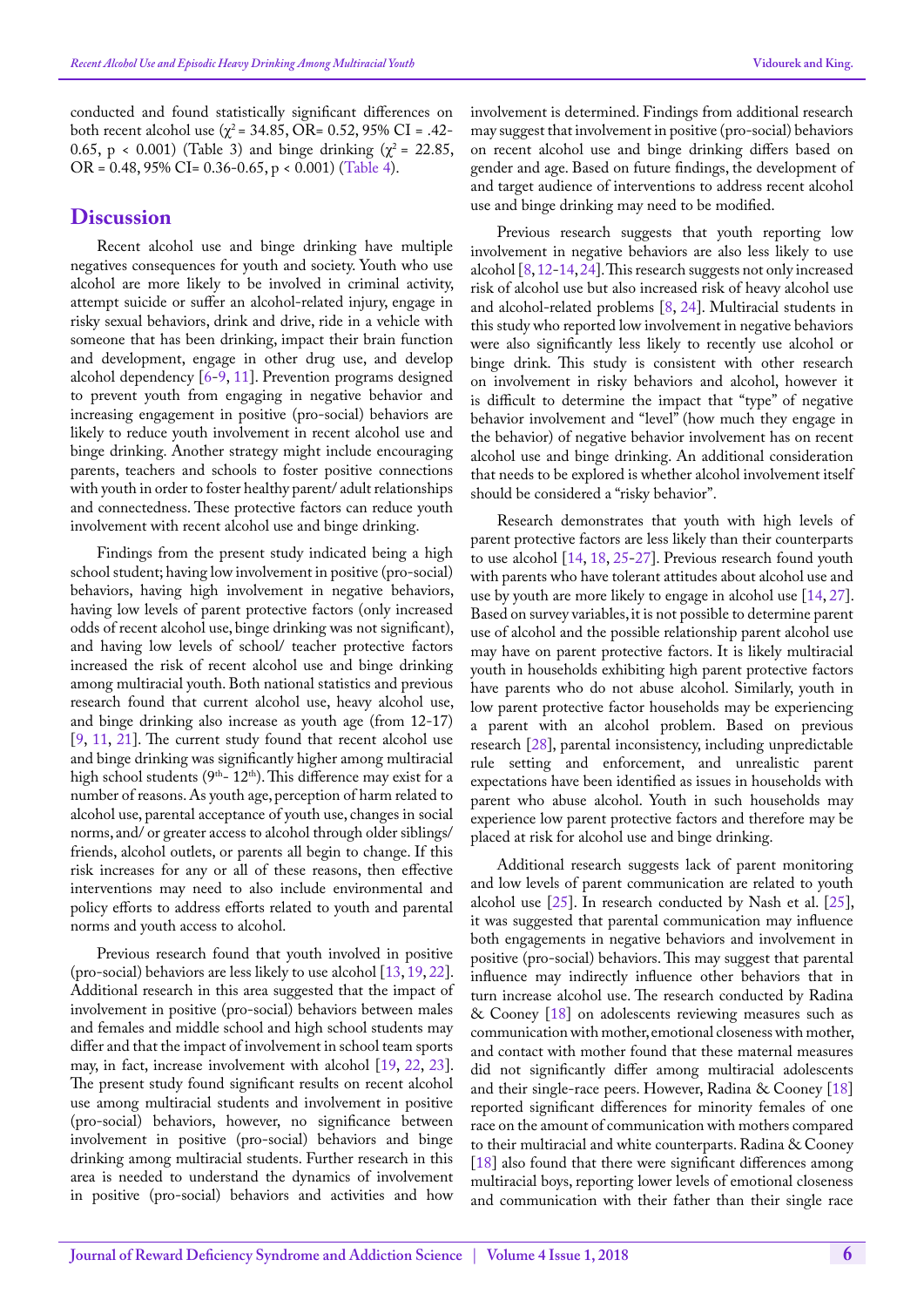conducted and found statistically significant differences on both recent alcohol use ($\chi^2$ = 34.85, OR= 0.52, 95% CI = .42-0.65, p < 0.001) (Table 3) and binge drinking ($\chi^2$ = 22.85, OR = 0.48, 95% CI= 0.36-0.65, p < 0.001) (Table 4).

## Discussion

Recent alcohol use and binge drinking have multiple negatives consequences for youth and society. Youth who use alcohol are more likely to be involved in criminal activity, attempt suicide or suffer an alcohol-related injury, engage in risky sexual behaviors, drink and drive, ride in a vehicle with someone that has been drinking, impact their brain function and development, engage in other drug use, and develop alcohol dependency [6-9, 11]. Prevention programs designed to prevent youth from engaging in negative behavior and increasing engagement in positive (pro-social) behaviors are likely to reduce youth involvement in recent alcohol use and binge drinking. Another strategy might include encouraging parents, teachers and schools to foster positive connections with youth in order to foster healthy parent/ adult relationships and connectedness. These protective factors can reduce youth involvement with recent alcohol use and binge drinking.

Findings from the present study indicated being a high school student; having low involvement in positive (pro-social) behaviors, having high involvement in negative behaviors, having low levels of parent protective factors (only increased odds of recent alcohol use, binge drinking was not significant), and having low levels of school/ teacher protective factors increased the risk of recent alcohol use and binge drinking among multiracial youth. Both national statistics and previous research found that current alcohol use, heavy alcohol use, and binge drinking also increase as youth age (from 12-17) [9, 11, 21]. The current study found that recent alcohol use and binge drinking was significantly higher among multiracial high school students (9th- 12th). This difference may exist for a number of reasons. As youth age, perception of harm related to alcohol use, parental acceptance of youth use, changes in social norms, and/ or greater access to alcohol through older siblings/ friends, alcohol outlets, or parents all begin to change. If this risk increases for any or all of these reasons, then effective interventions may need to also include environmental and policy efforts to address efforts related to youth and parental norms and youth access to alcohol.

Previous research found that youth involved in positive (pro-social) behaviors are less likely to use alcohol [13, 19, 22]. Additional research in this area suggested that the impact of involvement in positive (pro-social) behaviors between males and females and middle school and high school students may differ and that the impact of involvement in school team sports may, in fact, increase involvement with alcohol [19, 22, 23]. The present study found significant results on recent alcohol use among multiracial students and involvement in positive (pro-social) behaviors, however, no significance between involvement in positive (pro-social) behaviors and binge drinking among multiracial students. Further research in this area is needed to understand the dynamics of involvement in positive (pro-social) behaviors and activities and how involvement is determined. Findings from additional research may suggest that involvement in positive (pro-social) behaviors on recent alcohol use and binge drinking differs based on gender and age. Based on future findings, the development of and target audience of interventions to address recent alcohol use and binge drinking may need to be modified.

Previous research suggests that youth reporting low involvement in negative behaviors are also less likely to use alcohol [8, 12-14, 24]. This research suggests not only increased risk of alcohol use but also increased risk of heavy alcohol use and alcohol-related problems [8, 24]. Multiracial students in this study who reported low involvement in negative behaviors were also significantly less likely to recently use alcohol or binge drink. This study is consistent with other research on involvement in risky behaviors and alcohol, however it is difficult to determine the impact that "type" of negative behavior involvement and "level" (how much they engage in the behavior) of negative behavior involvement has on recent alcohol use and binge drinking. An additional consideration that needs to be explored is whether alcohol involvement itself should be considered a "risky behavior".

Research demonstrates that youth with high levels of parent protective factors are less likely than their counterparts to use alcohol [14, 18, 25-27]. Previous research found youth with parents who have tolerant attitudes about alcohol use and use by youth are more likely to engage in alcohol use [14, 27]. Based on survey variables, it is not possible to determine parent use of alcohol and the possible relationship parent alcohol use may have on parent protective factors. It is likely multiracial youth in households exhibiting high parent protective factors have parents who do not abuse alcohol. Similarly, youth in low parent protective factor households may be experiencing a parent with an alcohol problem. Based on previous research [28], parental inconsistency, including unpredictable rule setting and enforcement, and unrealistic parent expectations have been identified as issues in households with parent who abuse alcohol. Youth in such households may experience low parent protective factors and therefore may be placed at risk for alcohol use and binge drinking.

Additional research suggests lack of parent monitoring and low levels of parent communication are related to youth alcohol use [25]. In research conducted by Nash et al. [25], it was suggested that parental communication may influence both engagements in negative behaviors and involvement in positive (pro-social) behaviors. This may suggest that parental influence may indirectly influence other behaviors that in turn increase alcohol use. The research conducted by Radina & Cooney [18] on adolescents reviewing measures such as communication with mother, emotional closeness with mother, and contact with mother found that these maternal measures did not significantly differ among multiracial adolescents and their single-race peers. However, Radina & Cooney [18] reported significant differences for minority females of one race on the amount of communication with mothers compared to their multiracial and white counterparts. Radina & Cooney [18] also found that there were significant differences among multiracial boys, reporting lower levels of emotional closeness and communication with their father than their single race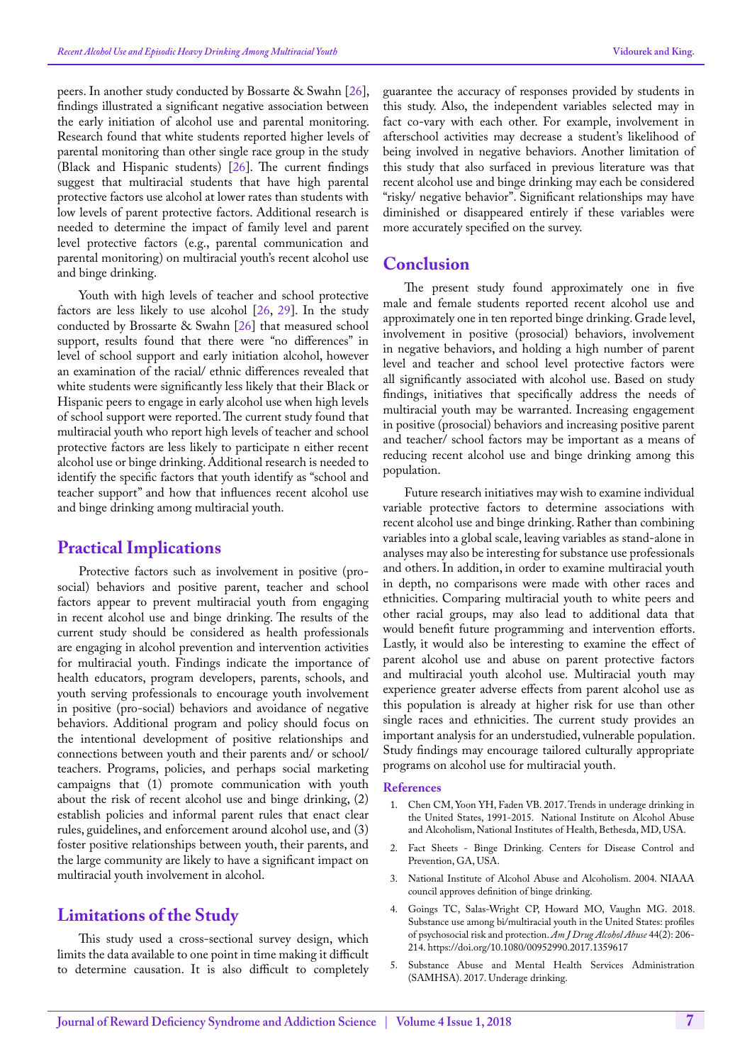peers. In another study conducted by Bossarte & Swahn [26], findings illustrated a significant negative association between the early initiation of alcohol use and parental monitoring. Research found that white students reported higher levels of parental monitoring than other single race group in the study (Black and Hispanic students) [26]. The current findings suggest that multiracial students that have high parental protective factors use alcohol at lower rates than students with low levels of parent protective factors. Additional research is needed to determine the impact of family level and parent level protective factors (e.g., parental communication and parental monitoring) on multiracial youth's recent alcohol use and binge drinking.

Youth with high levels of teacher and school protective factors are less likely to use alcohol [26, 29]. In the study conducted by Brossarte & Swahn [26] that measured school support, results found that there were "no differences" in level of school support and early initiation alcohol, however an examination of the racial/ ethnic differences revealed that white students were significantly less likely that their Black or Hispanic peers to engage in early alcohol use when high levels of school support were reported. The current study found that multiracial youth who report high levels of teacher and school protective factors are less likely to participate n either recent alcohol use or binge drinking. Additional research is needed to identify the specific factors that youth identify as "school and teacher support" and how that influences recent alcohol use and binge drinking among multiracial youth.

## Practical Implications

Protective factors such as involvement in positive (pro-social) behaviors and positive parent, teacher and school factors appear to prevent multiracial youth from engaging in recent alcohol use and binge drinking. The results of the current study should be considered as health professionals are engaging in alcohol prevention and intervention activities for multiracial youth. Findings indicate the importance of health educators, program developers, parents, schools, and youth serving professionals to encourage youth involvement in positive (pro-social) behaviors and avoidance of negative behaviors. Additional program and policy should focus on the intentional development of positive relationships and connections between youth and their parents and/ or school/ teachers. Programs, policies, and perhaps social marketing campaigns that (1) promote communication with youth about the risk of recent alcohol use and binge drinking, (2) establish policies and informal parent rules that enact clear rules, guidelines, and enforcement around alcohol use, and (3) foster positive relationships between youth, their parents, and the large community are likely to have a significant impact on multiracial youth involvement in alcohol.

## Limitations of the Study

This study used a cross-sectional survey design, which limits the data available to one point in time making it difficult to determine causation. It is also difficult to completely guarantee the accuracy of responses provided by students in this study. Also, the independent variables selected may in fact co-vary with each other. For example, involvement in afterschool activities may decrease a student's likelihood of being involved in negative behaviors. Another limitation of this study that also surfaced in previous literature was that recent alcohol use and binge drinking may each be considered "risky/ negative behavior". Significant relationships may have diminished or disappeared entirely if these variables were more accurately specified on the survey.

## Conclusion

The present study found approximately one in five male and female students reported recent alcohol use and approximately one in ten reported binge drinking. Grade level, involvement in positive (prosocial) behaviors, involvement in negative behaviors, and holding a high number of parent level and teacher and school level protective factors were all significantly associated with alcohol use. Based on study findings, initiatives that specifically address the needs of multiracial youth may be warranted. Increasing engagement in positive (prosocial) behaviors and increasing positive parent and teacher/ school factors may be important as a means of reducing recent alcohol use and binge drinking among this population.

Future research initiatives may wish to examine individual variable protective factors to determine associations with recent alcohol use and binge drinking. Rather than combining variables into a global scale, leaving variables as stand-alone in analyses may also be interesting for substance use professionals and others. In addition, in order to examine multiracial youth in depth, no comparisons were made with other races and ethnicities. Comparing multiracial youth to white peers and other racial groups, may also lead to additional data that would benefit future programming and intervention efforts. Lastly, it would also be interesting to examine the effect of parent alcohol use and abuse on parent protective factors and multiracial youth alcohol use. Multiracial youth may experience greater adverse effects from parent alcohol use as this population is already at higher risk for use than other single races and ethnicities. The current study provides an important analysis for an understudied, vulnerable population. Study findings may encourage tailored culturally appropriate programs on alcohol use for multiracial youth.

### References

1. Chen CM, Yoon YH, Faden VB. 2017. Trends in underage drinking in the United States, 1991-2015. National Institute on Alcohol Abuse and Alcoholism, National Institutes of Health, Bethesda, MD, USA.
2. Fact Sheets - Binge Drinking. Centers for Disease Control and Prevention, GA, USA.
3. National Institute of Alcohol Abuse and Alcoholism. 2004. NIAAA council approves definition of binge drinking.
4. Goings TC, Salas-Wright CP, Howard MO, Vaughn MG. 2018. Substance use among bi/multiracial youth in the United States: profiles of psychosocial risk and protection. *Am J Drug Alcohol Abuse* 44(2): 206-214. https://doi.org/10.1080/00952990.2017.1359617
5. Substance Abuse and Mental Health Services Administration (SAMHSA). 2017. Underage drinking.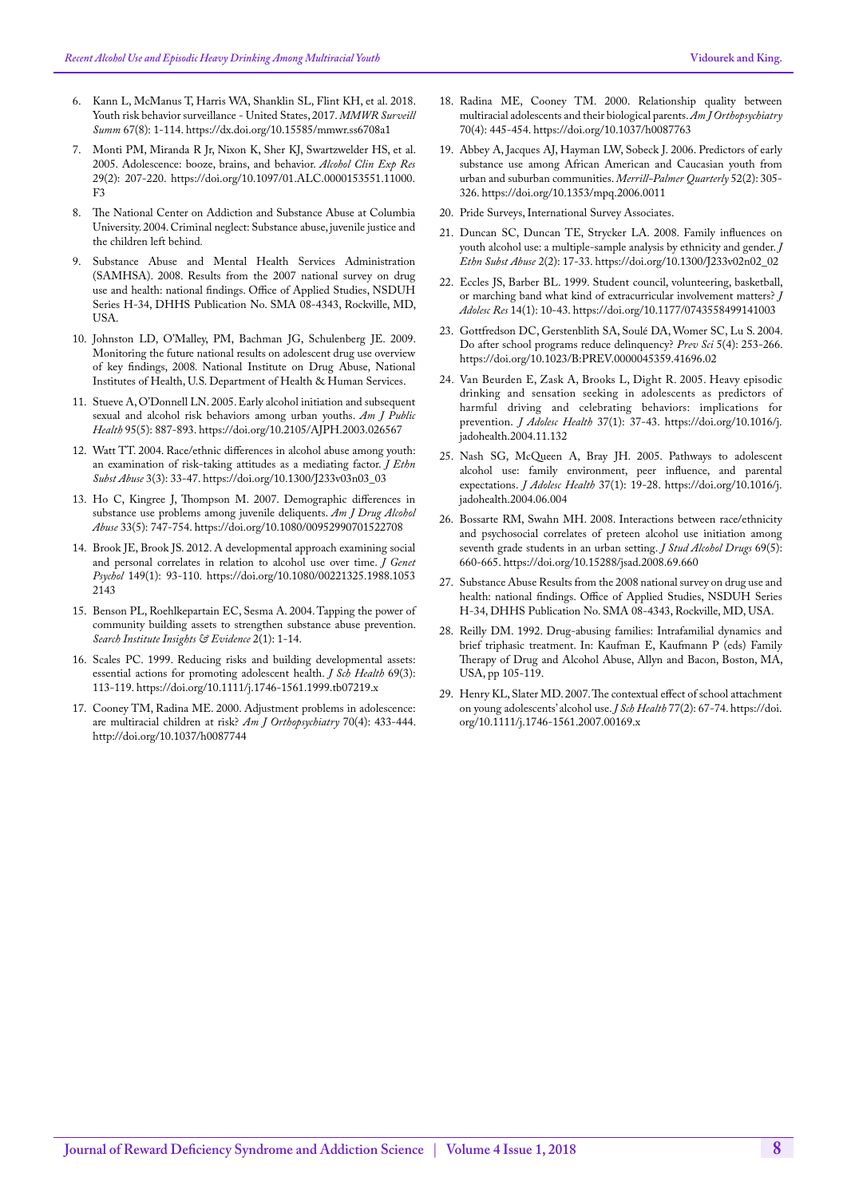6. Kann L, McManus T, Harris WA, Shanklin SL, Flint KH, et al. 2018. Youth risk behavior surveillance - United States, 2017. *MMWR Surveill Summ* 67(8): 1-114. https://dx.doi.org/10.15585/mmwr.ss6708a1

7. Monti PM, Miranda R Jr, Nixon K, Sher KJ, Swartzwelder HS, et al. 2005. Adolescence: booze, brains, and behavior. *Alcohol Clin Exp Res* 29(2): 207-220. https://doi.org/10.1097/01.ALC.0000153551.11000.F3

8. The National Center on Addiction and Substance Abuse at Columbia University. 2004. Criminal neglect: Substance abuse, juvenile justice and the children left behind.

9. Substance Abuse and Mental Health Services Administration (SAMHSA). 2008. Results from the 2007 national survey on drug use and health: national findings. Office of Applied Studies, NSDUH Series H-34, DHHS Publication No. SMA 08-4343, Rockville, MD, USA.

10. Johnston LD, O'Malley, PM, Bachman JG, Schulenberg JE. 2009. Monitoring the future national results on adolescent drug use overview of key findings, 2008. National Institute on Drug Abuse, National Institutes of Health, U.S. Department of Health & Human Services.

11. Stueve A, O'Donnell LN. 2005. Early alcohol initiation and subsequent sexual and alcohol risk behaviors among urban youths. *Am J Public Health* 95(5): 887-893. https://doi.org/10.2105/AJPH.2003.026567

12. Watt TT. 2004. Race/ethnic differences in alcohol abuse among youth: an examination of risk-taking attitudes as a mediating factor. *J Ethn Subst Abuse* 3(3): 33-47. https://doi.org/10.1300/J233v03n03_03

13. Ho C, Kingree J, Thompson M. 2007. Demographic differences in substance use problems among juvenile deliquents. *Am J Drug Alcohol Abuse* 33(5): 747-754. https://doi.org/10.1080/00952990701522708

14. Brook JE, Brook JS. 2012. A developmental approach examining social and personal correlates in relation to alcohol use over time. *J Genet Psychol* 149(1): 93-110. https://doi.org/10.1080/00221325.1988.10532143

15. Benson PL, Roehlkepartain EC, Sesma A. 2004. Tapping the power of community building assets to strengthen substance abuse prevention. *Search Institute Insights & Evidence* 2(1): 1-14.

16. Scales PC. 1999. Reducing risks and building developmental assets: essential actions for promoting adolescent health. *J Sch Health* 69(3): 113-119. https://doi.org/10.1111/j.1746-1561.1999.tb07219.x

17. Cooney TM, Radina ME. 2000. Adjustment problems in adolescence: are multiracial children at risk? *Am J Orthopsychiatry* 70(4): 433-444. http://doi.org/10.1037/h0087744

18. Radina ME, Cooney TM. 2000. Relationship quality between multiracial adolescents and their biological parents. *Am J Orthopsychiatry* 70(4): 445-454. https://doi.org/10.1037/h0087763

19. Abbey A, Jacques AJ, Hayman LW, Sobeck J. 2006. Predictors of early substance use among African American and Caucasian youth from urban and suburban communities. *Merrill-Palmer Quarterly* 52(2): 305-326. https://doi.org/10.1353/mpq.2006.0011

20. Pride Surveys, International Survey Associates.

21. Duncan SC, Duncan TE, Strycker LA. 2008. Family influences on youth alcohol use: a multiple-sample analysis by ethnicity and gender. *J Ethn Subst Abuse* 2(2): 17-33. https://doi.org/10.1300/J233v02n02_02

22. Eccles JS, Barber BL. 1999. Student council, volunteering, basketball, or marching band what kind of extracurricular involvement matters? *J Adolesc Res* 14(1): 10-43. https://doi.org/10.1177/0743558499141003

23. Gottfredson DC, Gerstenblith SA, Soulé DA, Womer SC, Lu S. 2004. Do after school programs reduce delinquency? *Prev Sci* 5(4): 253-266. https://doi.org/10.1023/B:PREV.0000045359.41696.02

24. Van Beurden E, Zask A, Brooks L, Dight R. 2005. Heavy episodic drinking and sensation seeking in adolescents as predictors of harmful driving and celebrating behaviors: implications for prevention. *J Adolesc Health* 37(1): 37-43. https://doi.org/10.1016/j.jadohealth.2004.11.132

25. Nash SG, McQueen A, Bray JH. 2005. Pathways to adolescent alcohol use: family environment, peer influence, and parental expectations. *J Adolesc Health* 37(1): 19-28. https://doi.org/10.1016/j.jadohealth.2004.06.004

26. Bossarte RM, Swahn MH. 2008. Interactions between race/ethnicity and psychosocial correlates of preteen alcohol use initiation among seventh grade students in an urban setting. *J Stud Alcohol Drugs* 69(5): 660-665. https://doi.org/10.15288/jsad.2008.69.660

27. Substance Abuse Results from the 2008 national survey on drug use and health: national findings. Office of Applied Studies, NSDUH Series H-34, DHHS Publication No. SMA 08-4343, Rockville, MD, USA.

28. Reilly DM. 1992. Drug-abusing families: Intrafamilial dynamics and brief triphasic treatment. In: Kaufman E, Kaufmann P (eds) Family Therapy of Drug and Alcohol Abuse, Allyn and Bacon, Boston, MA, USA, pp 105-119.

29. Henry KL, Slater MD. 2007. The contextual effect of school attachment on young adolescents' alcohol use. *J Sch Health* 77(2): 67-74. https://doi.org/10.1111/j.1746-1561.2007.00169.x